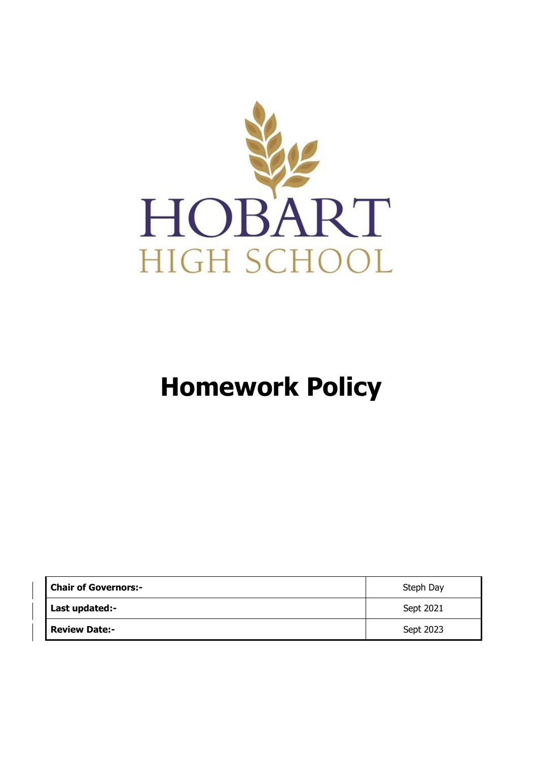HOBART
HIGH SCHOOL

# Homework Policy

| **Chair of Governors:-** | Steph Day |
|---|---|
| **Last updated:-** | Sept 2021 |
| **Review Date:-** | Sept 2023 |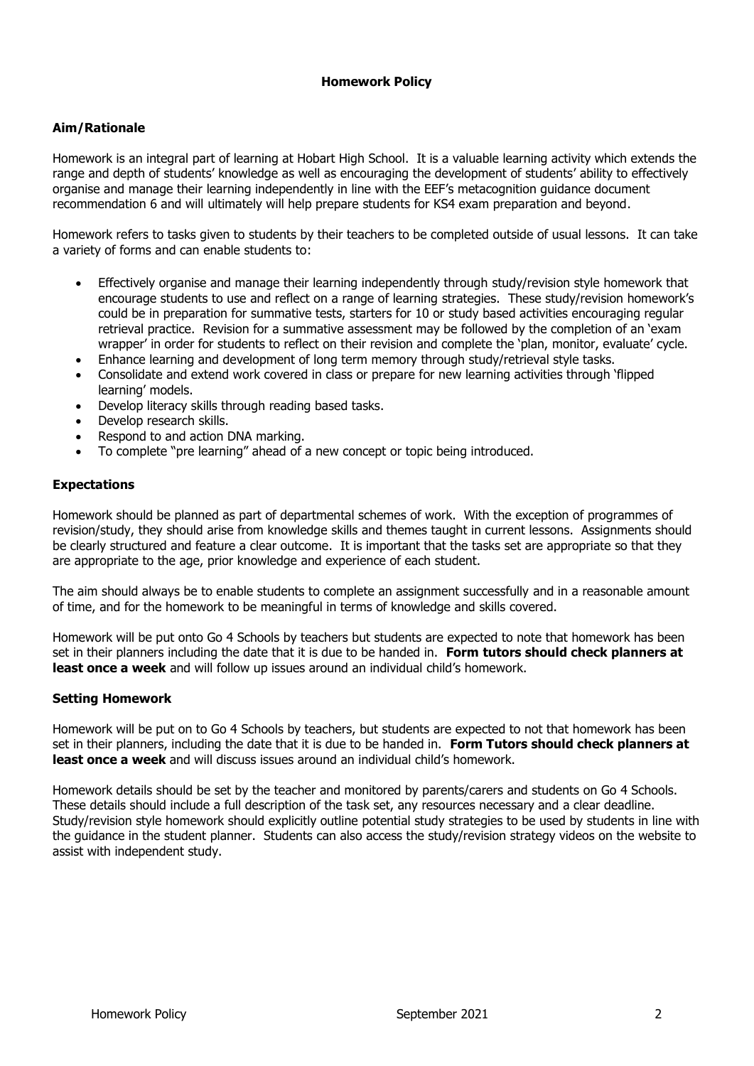# Homework Policy

## Aim/Rationale

Homework is an integral part of learning at Hobart High School. It is a valuable learning activity which extends the range and depth of students' knowledge as well as encouraging the development of students' ability to effectively organise and manage their learning independently in line with the EEF's metacognition guidance document recommendation 6 and will ultimately will help prepare students for KS4 exam preparation and beyond.

Homework refers to tasks given to students by their teachers to be completed outside of usual lessons. It can take a variety of forms and can enable students to:

- Effectively organise and manage their learning independently through study/revision style homework that encourage students to use and reflect on a range of learning strategies. These study/revision homework's could be in preparation for summative tests, starters for 10 or study based activities encouraging regular retrieval practice. Revision for a summative assessment may be followed by the completion of an 'exam wrapper' in order for students to reflect on their revision and complete the 'plan, monitor, evaluate' cycle.
- Enhance learning and development of long term memory through study/retrieval style tasks.
- Consolidate and extend work covered in class or prepare for new learning activities through 'flipped learning' models.
- Develop literacy skills through reading based tasks.
- Develop research skills.
- Respond to and action DNA marking.
- To complete "pre learning" ahead of a new concept or topic being introduced.

## Expectations

Homework should be planned as part of departmental schemes of work. With the exception of programmes of revision/study, they should arise from knowledge skills and themes taught in current lessons. Assignments should be clearly structured and feature a clear outcome. It is important that the tasks set are appropriate so that they are appropriate to the age, prior knowledge and experience of each student.

The aim should always be to enable students to complete an assignment successfully and in a reasonable amount of time, and for the homework to be meaningful in terms of knowledge and skills covered.

Homework will be put onto Go 4 Schools by teachers but students are expected to note that homework has been set in their planners including the date that it is due to be handed in. **Form tutors should check planners at least once a week** and will follow up issues around an individual child's homework.

## Setting Homework

Homework will be put on to Go 4 Schools by teachers, but students are expected to not that homework has been set in their planners, including the date that it is due to be handed in. **Form Tutors should check planners at least once a week** and will discuss issues around an individual child's homework.

Homework details should be set by the teacher and monitored by parents/carers and students on Go 4 Schools. These details should include a full description of the task set, any resources necessary and a clear deadline. Study/revision style homework should explicitly outline potential study strategies to be used by students in line with the guidance in the student planner. Students can also access the study/revision strategy videos on the website to assist with independent study.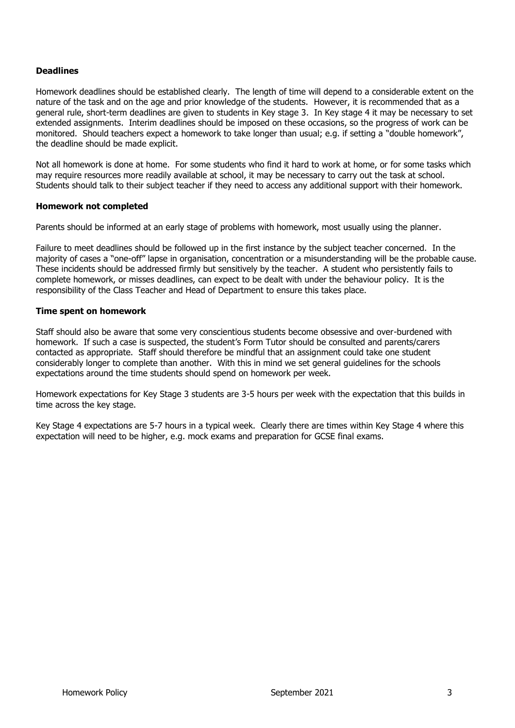**Deadlines**

Homework deadlines should be established clearly. The length of time will depend to a considerable extent on the nature of the task and on the age and prior knowledge of the students. However, it is recommended that as a general rule, short-term deadlines are given to students in Key stage 3. In Key stage 4 it may be necessary to set extended assignments. Interim deadlines should be imposed on these occasions, so the progress of work can be monitored. Should teachers expect a homework to take longer than usual; e.g. if setting a "double homework", the deadline should be made explicit.

Not all homework is done at home. For some students who find it hard to work at home, or for some tasks which may require resources more readily available at school, it may be necessary to carry out the task at school. Students should talk to their subject teacher if they need to access any additional support with their homework.

**Homework not completed**

Parents should be informed at an early stage of problems with homework, most usually using the planner.

Failure to meet deadlines should be followed up in the first instance by the subject teacher concerned. In the majority of cases a "one-off" lapse in organisation, concentration or a misunderstanding will be the probable cause. These incidents should be addressed firmly but sensitively by the teacher. A student who persistently fails to complete homework, or misses deadlines, can expect to be dealt with under the behaviour policy. It is the responsibility of the Class Teacher and Head of Department to ensure this takes place.

**Time spent on homework**

Staff should also be aware that some very conscientious students become obsessive and over-burdened with homework. If such a case is suspected, the student's Form Tutor should be consulted and parents/carers contacted as appropriate. Staff should therefore be mindful that an assignment could take one student considerably longer to complete than another. With this in mind we set general guidelines for the schools expectations around the time students should spend on homework per week.

Homework expectations for Key Stage 3 students are 3-5 hours per week with the expectation that this builds in time across the key stage.

Key Stage 4 expectations are 5-7 hours in a typical week. Clearly there are times within Key Stage 4 where this expectation will need to be higher, e.g. mock exams and preparation for GCSE final exams.